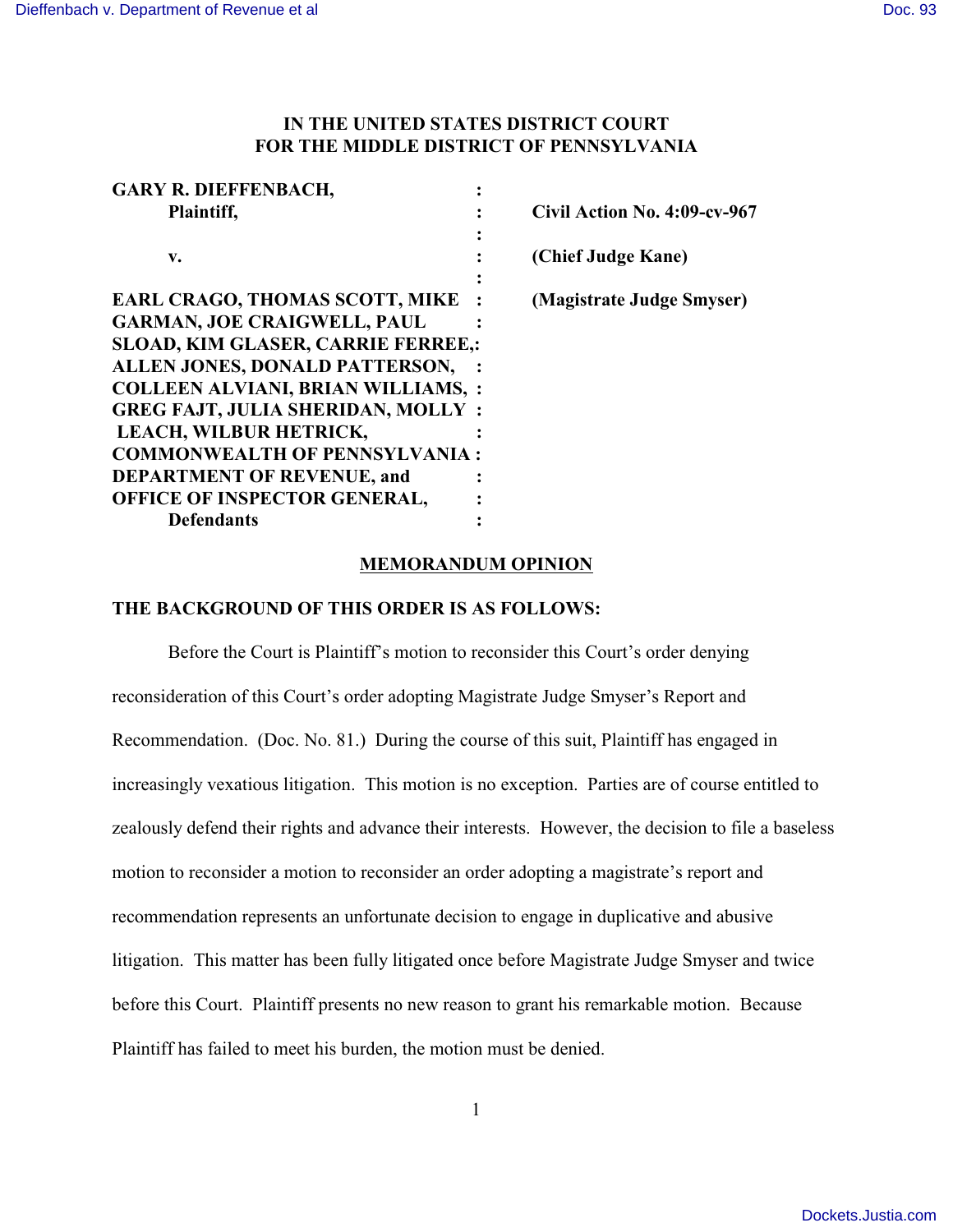IN THE UNITED STATES DISTRICT COURT
FOR THE MIDDLE DISTRICT OF PENNSYLVANIA

| | | |
|---|---|---|
| **GARY R. DIEFFENBACH,** | : | |
| **Plaintiff,** | : | **Civil Action No. 4:09-cv-967** |
| | : | |
| **v.** | : | **(Chief Judge Kane)** |
| | : | |
| **EARL CRAGO, THOMAS SCOTT, MIKE GARMAN, JOE CRAIGWELL, PAUL SLOAD, KIM GLASER, CARRIE FERREE, ALLEN JONES, DONALD PATTERSON, COLLEEN ALVIANI, BRIAN WILLIAMS, GREG FAJT, JULIA SHERIDAN, MOLLY LEACH, WILBUR HETRICK, COMMONWEALTH OF PENNSYLVANIA DEPARTMENT OF REVENUE, and OFFICE OF INSPECTOR GENERAL,** | : | **(Magistrate Judge Smyser)** |
| **Defendants** | : | |

## MEMORANDUM OPINION

**THE BACKGROUND OF THIS ORDER IS AS FOLLOWS:**

Before the Court is Plaintiff's motion to reconsider this Court's order denying reconsideration of this Court's order adopting Magistrate Judge Smyser's Report and Recommendation. (Doc. No. 81.) During the course of this suit, Plaintiff has engaged in increasingly vexatious litigation. This motion is no exception. Parties are of course entitled to zealously defend their rights and advance their interests. However, the decision to file a baseless motion to reconsider a motion to reconsider an order adopting a magistrate's report and recommendation represents an unfortunate decision to engage in duplicative and abusive litigation. This matter has been fully litigated once before Magistrate Judge Smyser and twice before this Court. Plaintiff presents no new reason to grant his remarkable motion. Because Plaintiff has failed to meet his burden, the motion must be denied.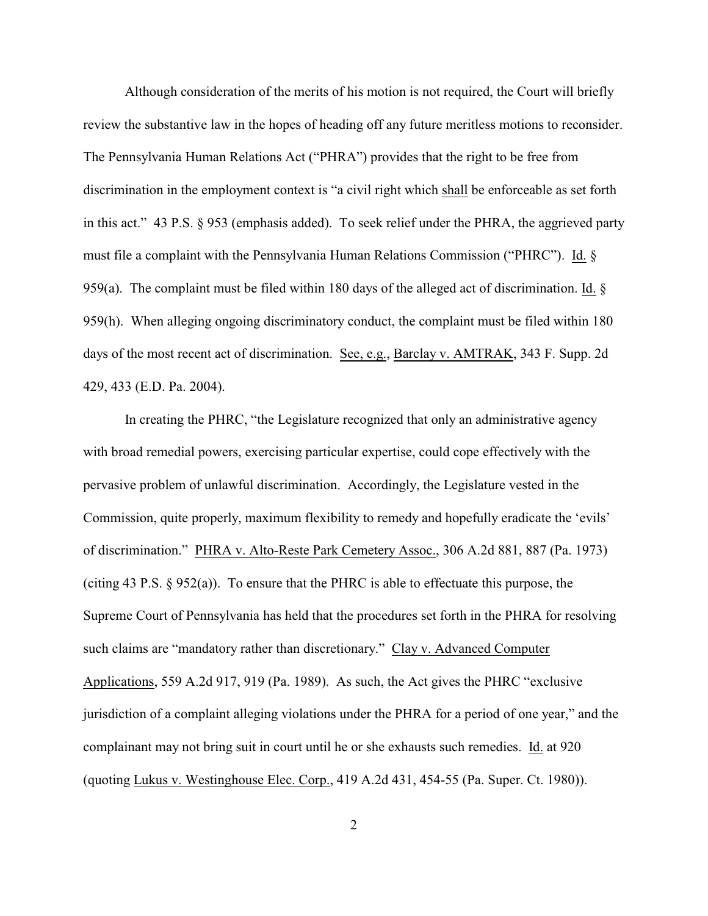Although consideration of the merits of his motion is not required, the Court will briefly review the substantive law in the hopes of heading off any future meritless motions to reconsider. The Pennsylvania Human Relations Act ("PHRA") provides that the right to be free from discrimination in the employment context is "a civil right which shall be enforceable as set forth in this act." 43 P.S. § 953 (emphasis added). To seek relief under the PHRA, the aggrieved party must file a complaint with the Pennsylvania Human Relations Commission ("PHRC"). Id. § 959(a). The complaint must be filed within 180 days of the alleged act of discrimination. Id. § 959(h). When alleging ongoing discriminatory conduct, the complaint must be filed within 180 days of the most recent act of discrimination. See, e.g., Barclay v. AMTRAK, 343 F. Supp. 2d 429, 433 (E.D. Pa. 2004).

In creating the PHRC, "the Legislature recognized that only an administrative agency with broad remedial powers, exercising particular expertise, could cope effectively with the pervasive problem of unlawful discrimination. Accordingly, the Legislature vested in the Commission, quite properly, maximum flexibility to remedy and hopefully eradicate the 'evils' of discrimination." PHRA v. Alto-Reste Park Cemetery Assoc., 306 A.2d 881, 887 (Pa. 1973) (citing 43 P.S. § 952(a)). To ensure that the PHRC is able to effectuate this purpose, the Supreme Court of Pennsylvania has held that the procedures set forth in the PHRA for resolving such claims are "mandatory rather than discretionary." Clay v. Advanced Computer Applications, 559 A.2d 917, 919 (Pa. 1989). As such, the Act gives the PHRC "exclusive jurisdiction of a complaint alleging violations under the PHRA for a period of one year," and the complainant may not bring suit in court until he or she exhausts such remedies. Id. at 920 (quoting Lukus v. Westinghouse Elec. Corp., 419 A.2d 431, 454-55 (Pa. Super. Ct. 1980)).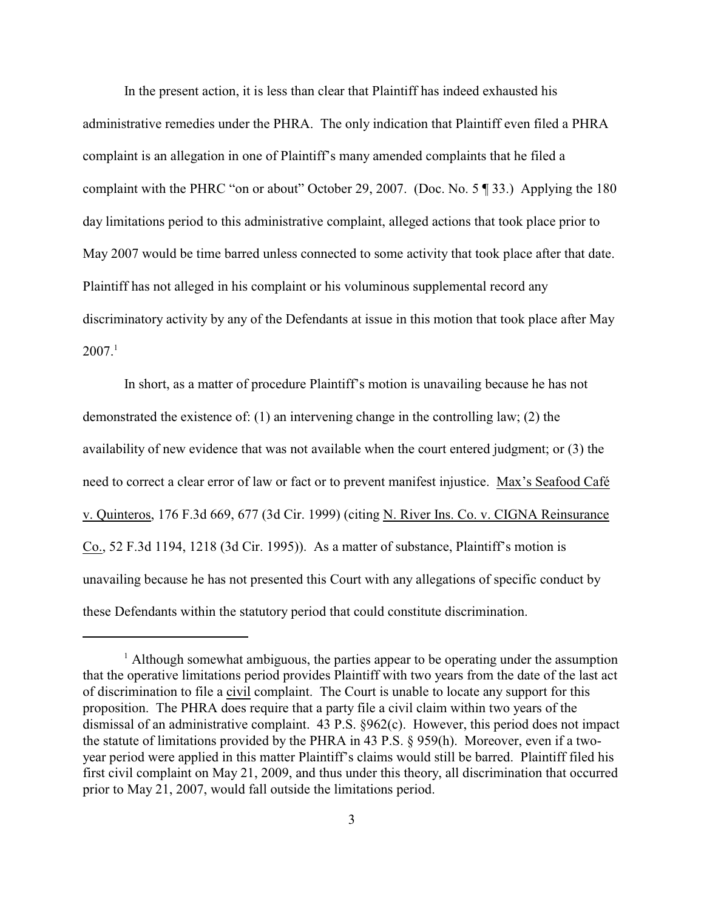In the present action, it is less than clear that Plaintiff has indeed exhausted his administrative remedies under the PHRA. The only indication that Plaintiff even filed a PHRA complaint is an allegation in one of Plaintiff's many amended complaints that he filed a complaint with the PHRC "on or about" October 29, 2007. (Doc. No. 5 ¶ 33.) Applying the 180 day limitations period to this administrative complaint, alleged actions that took place prior to May 2007 would be time barred unless connected to some activity that took place after that date. Plaintiff has not alleged in his complaint or his voluminous supplemental record any discriminatory activity by any of the Defendants at issue in this motion that took place after May 2007.[1]

In short, as a matter of procedure Plaintiff's motion is unavailing because he has not demonstrated the existence of: (1) an intervening change in the controlling law; (2) the availability of new evidence that was not available when the court entered judgment; or (3) the need to correct a clear error of law or fact or to prevent manifest injustice. Max's Seafood Café v. Quinteros, 176 F.3d 669, 677 (3d Cir. 1999) (citing N. River Ins. Co. v. CIGNA Reinsurance Co., 52 F.3d 1194, 1218 (3d Cir. 1995)). As a matter of substance, Plaintiff's motion is unavailing because he has not presented this Court with any allegations of specific conduct by these Defendants within the statutory period that could constitute discrimination.

---

[1] Although somewhat ambiguous, the parties appear to be operating under the assumption that the operative limitations period provides Plaintiff with two years from the date of the last act of discrimination to file a civil complaint. The Court is unable to locate any support for this proposition. The PHRA does require that a party file a civil claim within two years of the dismissal of an administrative complaint. 43 P.S. §962(c). However, this period does not impact the statute of limitations provided by the PHRA in 43 P.S. § 959(h). Moreover, even if a two-year period were applied in this matter Plaintiff's claims would still be barred. Plaintiff filed his first civil complaint on May 21, 2009, and thus under this theory, all discrimination that occurred prior to May 21, 2007, would fall outside the limitations period.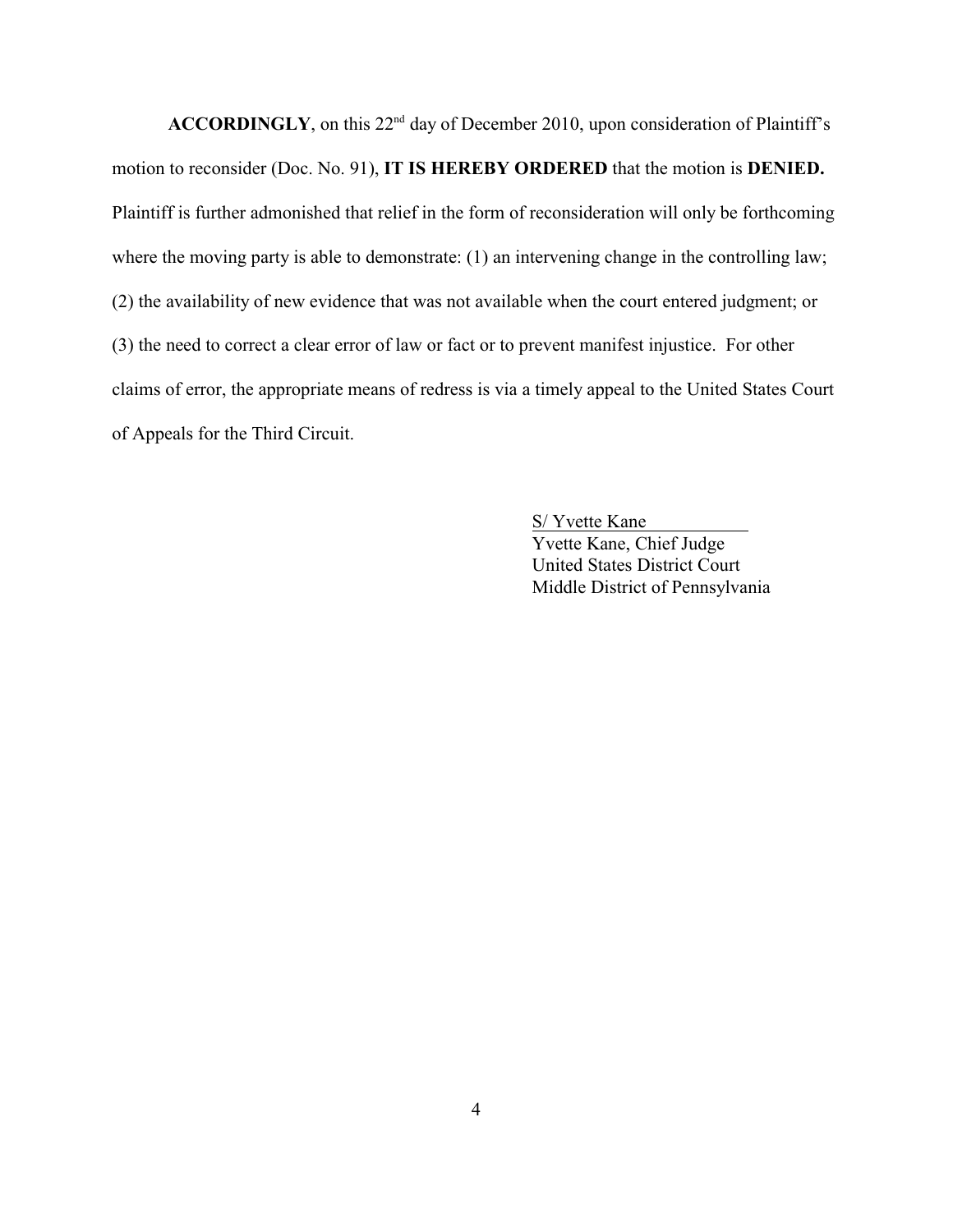**ACCORDINGLY**, on this 22nd day of December 2010, upon consideration of Plaintiff's motion to reconsider (Doc. No. 91), **IT IS HEREBY ORDERED** that the motion is **DENIED.** Plaintiff is further admonished that relief in the form of reconsideration will only be forthcoming where the moving party is able to demonstrate: (1) an intervening change in the controlling law; (2) the availability of new evidence that was not available when the court entered judgment; or (3) the need to correct a clear error of law or fact or to prevent manifest injustice. For other claims of error, the appropriate means of redress is via a timely appeal to the United States Court of Appeals for the Third Circuit.

S/ Yvette Kane
Yvette Kane, Chief Judge
United States District Court
Middle District of Pennsylvania